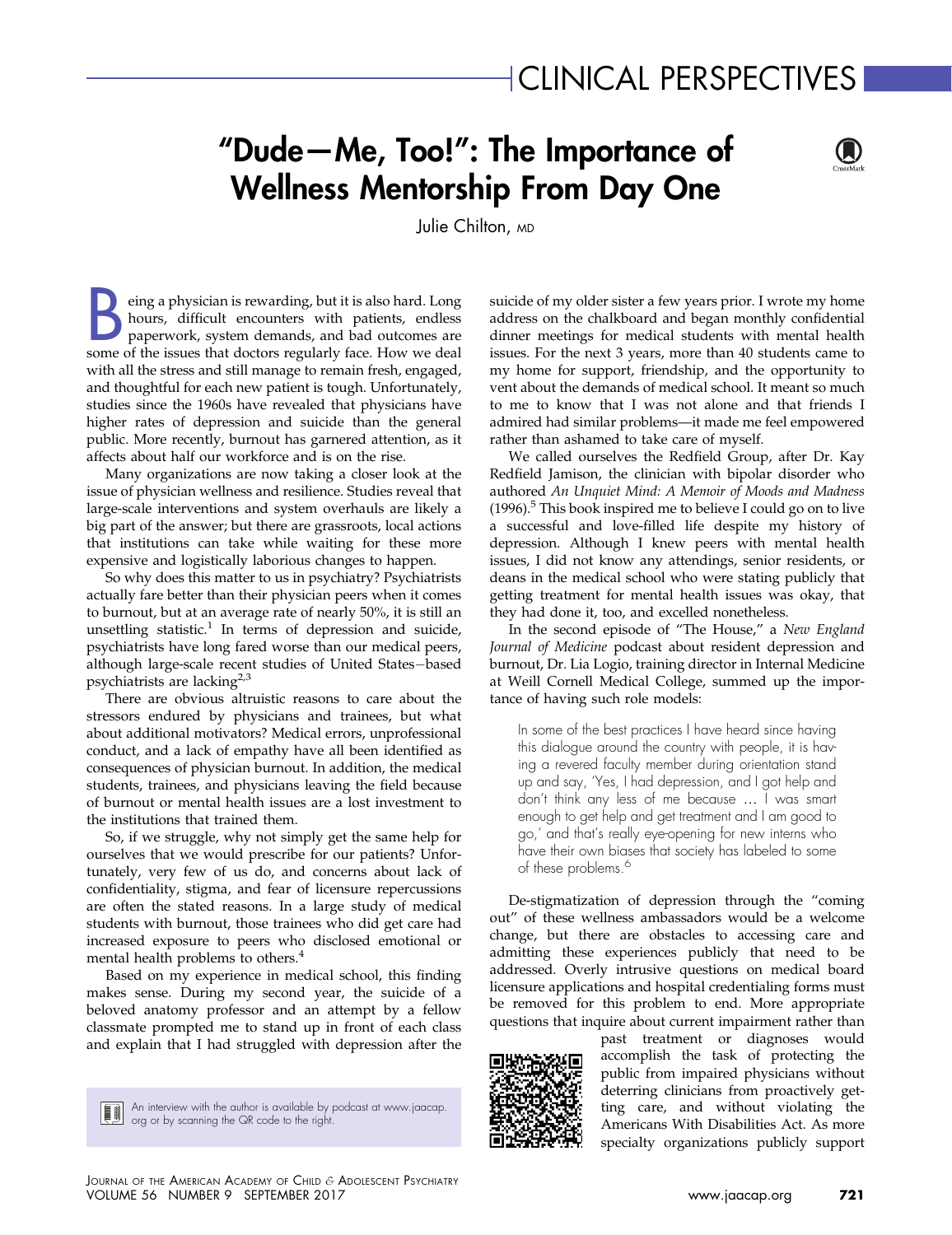CLINICAL PERSPECTIVES

# "Dude—Me, Too!": The Importance of Wellness Mentorship From Day One

Julie Chilton, MD

Being a physician is rewarding, but it is also hard. Long hours, difficult encounters with patients, endless paperwork, system demands, and bad outcomes are some of the issues that doctors regularly face. How we deal with all the stress and still manage to remain fresh, engaged, and thoughtful for each new patient is tough. Unfortunately, studies since the 1960s have revealed that physicians have higher rates of depression and suicide than the general public. More recently, burnout has garnered attention, as it affects about half our workforce and is on the rise.

Many organizations are now taking a closer look at the issue of physician wellness and resilience. Studies reveal that large-scale interventions and system overhauls are likely a big part of the answer; but there are grassroots, local actions that institutions can take while waiting for these more expensive and logistically laborious changes to happen.

So why does this matter to us in psychiatry? Psychiatrists actually fare better than their physician peers when it comes to burnout, but at an average rate of nearly 50%, it is still an unsettling statistic.[1] In terms of depression and suicide, psychiatrists have long fared worse than our medical peers, although large-scale recent studies of United States–based psychiatrists are lacking[2,3]

There are obvious altruistic reasons to care about the stressors endured by physicians and trainees, but what about additional motivators? Medical errors, unprofessional conduct, and a lack of empathy have all been identified as consequences of physician burnout. In addition, the medical students, trainees, and physicians leaving the field because of burnout or mental health issues are a lost investment to the institutions that trained them.

So, if we struggle, why not simply get the same help for ourselves that we would prescribe for our patients? Unfortunately, very few of us do, and concerns about lack of confidentiality, stigma, and fear of licensure repercussions are often the stated reasons. In a large study of medical students with burnout, those trainees who did get care had increased exposure to peers who disclosed emotional or mental health problems to others.[4]

Based on my experience in medical school, this finding makes sense. During my second year, the suicide of a beloved anatomy professor and an attempt by a fellow classmate prompted me to stand up in front of each class and explain that I had struggled with depression after the suicide of my older sister a few years prior. I wrote my home address on the chalkboard and began monthly confidential dinner meetings for medical students with mental health issues. For the next 3 years, more than 40 students came to my home for support, friendship, and the opportunity to vent about the demands of medical school. It meant so much to me to know that I was not alone and that friends I admired had similar problems—it made me feel empowered rather than ashamed to take care of myself.

We called ourselves the Redfield Group, after Dr. Kay Redfield Jamison, the clinician with bipolar disorder who authored *An Unquiet Mind: A Memoir of Moods and Madness* (1996).[5] This book inspired me to believe I could go on to live a successful and love-filled life despite my history of depression. Although I knew peers with mental health issues, I did not know any attendings, senior residents, or deans in the medical school who were stating publicly that getting treatment for mental health issues was okay, that they had done it, too, and excelled nonetheless.

In the second episode of "The House," a *New England Journal of Medicine* podcast about resident depression and burnout, Dr. Lia Logio, training director in Internal Medicine at Weill Cornell Medical College, summed up the importance of having such role models:

> In some of the best practices I have heard since having this dialogue around the country with people, it is having a revered faculty member during orientation stand up and say, 'Yes, I had depression, and I got help and don't think any less of me because … I was smart enough to get help and get treatment and I am good to go,' and that's really eye-opening for new interns who have their own biases that society has labeled to some of these problems.[6]

De-stigmatization of depression through the "coming out" of these wellness ambassadors would be a welcome change, but there are obstacles to accessing care and admitting these experiences publicly that need to be addressed. Overly intrusive questions on medical board licensure applications and hospital credentialing forms must be removed for this problem to end. More appropriate questions that inquire about current impairment rather than past treatment or diagnoses would accomplish the task of protecting the public from impaired physicians without deterring clinicians from proactively getting care, and without violating the Americans With Disabilities Act. As more specialty organizations publicly support

An interview with the author is available by podcast at www.jaacap.org or by scanning the QR code to the right.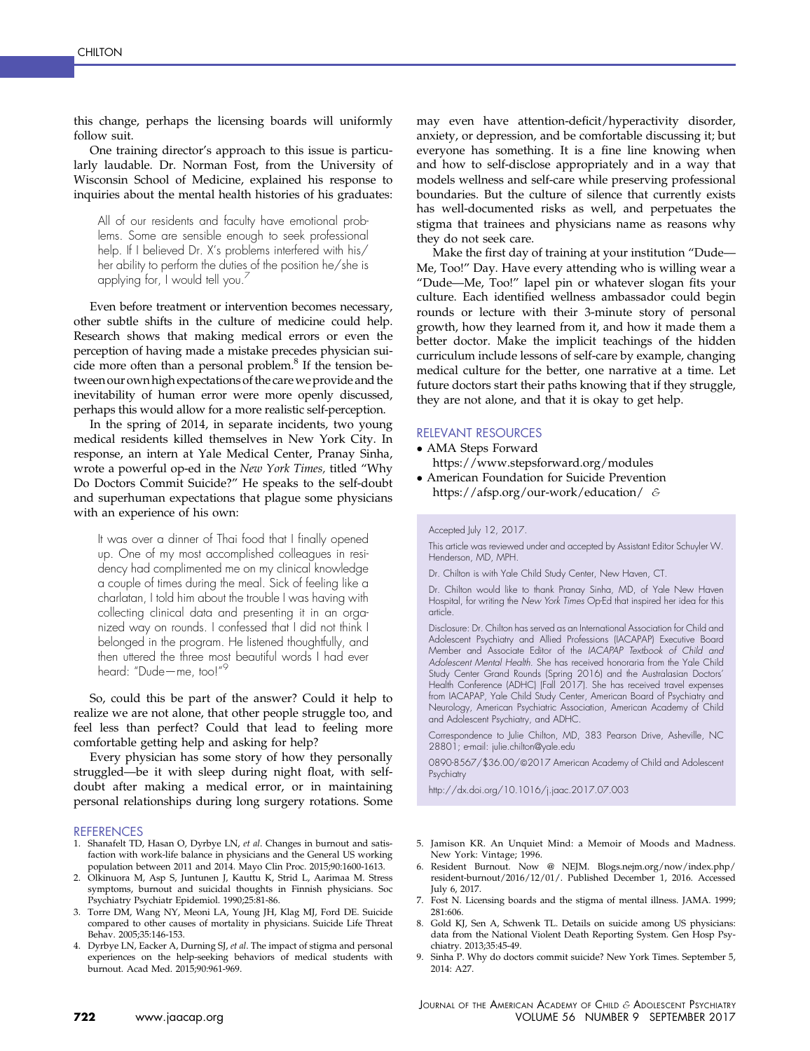this change, perhaps the licensing boards will uniformly follow suit.

One training director's approach to this issue is particularly laudable. Dr. Norman Fost, from the University of Wisconsin School of Medicine, explained his response to inquiries about the mental health histories of his graduates:

> All of our residents and faculty have emotional problems. Some are sensible enough to seek professional help. If I believed Dr. X's problems interfered with his/her ability to perform the duties of the position he/she is applying for, I would tell you.[7]

Even before treatment or intervention becomes necessary, other subtle shifts in the culture of medicine could help. Research shows that making medical errors or even the perception of having made a mistake precedes physician suicide more often than a personal problem.[8] If the tension between our own high expectations of the care we provide and the inevitability of human error were more openly discussed, perhaps this would allow for a more realistic self-perception.

In the spring of 2014, in separate incidents, two young medical residents killed themselves in New York City. In response, an intern at Yale Medical Center, Pranay Sinha, wrote a powerful op-ed in the *New York Times*, titled "Why Do Doctors Commit Suicide?" He speaks to the self-doubt and superhuman expectations that plague some physicians with an experience of his own:

> It was over a dinner of Thai food that I finally opened up. One of my most accomplished colleagues in residency had complimented me on my clinical knowledge a couple of times during the meal. Sick of feeling like a charlatan, I told him about the trouble I was having with collecting clinical data and presenting it in an organized way on rounds. I confessed that I did not think I belonged in the program. He listened thoughtfully, and then uttered the three most beautiful words I had ever heard: "Dude—me, too!"[9]

So, could this be part of the answer? Could it help to realize we are not alone, that other people struggle too, and feel less than perfect? Could that lead to feeling more comfortable getting help and asking for help?

Every physician has some story of how they personally struggled—be it with sleep during night float, with self-doubt after making a medical error, or in maintaining personal relationships during long surgery rotations. Some may even have attention-deficit/hyperactivity disorder, anxiety, or depression, and be comfortable discussing it; but everyone has something. It is a fine line knowing when and how to self-disclose appropriately and in a way that models wellness and self-care while preserving professional boundaries. But the culture of silence that currently exists has well-documented risks as well, and perpetuates the stigma that trainees and physicians name as reasons why they do not seek care.

Make the first day of training at your institution "Dude—Me, Too!" Day. Have every attending who is willing wear a "Dude—Me, Too!" lapel pin or whatever slogan fits your culture. Each identified wellness ambassador could begin rounds or lecture with their 3-minute story of personal growth, how they learned from it, and how it made them a better doctor. Make the implicit teachings of the hidden curriculum include lessons of self-care by example, changing medical culture for the better, one narrative at a time. Let future doctors start their paths knowing that if they struggle, they are not alone, and that it is okay to get help.

## RELEVANT RESOURCES

- AMA Steps Forward https://www.stepsforward.org/modules
- American Foundation for Suicide Prevention https://afsp.org/our-work/education/ &

Accepted July 12, 2017.

This article was reviewed under and accepted by Assistant Editor Schuyler W. Henderson, MD, MPH.

Dr. Chilton is with Yale Child Study Center, New Haven, CT.

Dr. Chilton would like to thank Pranay Sinha, MD, of Yale New Haven Hospital, for writing the *New York Times* Op-Ed that inspired her idea for this article.

Disclosure: Dr. Chilton has served as an International Association for Child and Adolescent Psychiatry and Allied Professions (IACAPAP) Executive Board Member and Associate Editor of the *IACAPAP Textbook of Child and Adolescent Mental Health.* She has received honoraria from the Yale Child Study Center Grand Rounds (Spring 2016) and the Australasian Doctors' Health Conference (ADHC) (Fall 2017). She has received travel expenses from IACAPAP, Yale Child Study Center, American Board of Psychiatry and Neurology, American Psychiatric Association, American Academy of Child and Adolescent Psychiatry, and ADHC.

Correspondence to Julie Chilton, MD, 383 Pearson Drive, Asheville, NC 28801; email: julie.chilton@yale.edu

0890-8567/$36.00/©2017 American Academy of Child and Adolescent Psychiatry

http://dx.doi.org/10.1016/j.jaac.2017.07.003

## REFERENCES

1. Shanafelt TD, Hasan O, Dyrbye LN, *et al*. Changes in burnout and satisfaction with work-life balance in physicians and the General US working population between 2011 and 2014. Mayo Clin Proc. 2015;90:1600-1613.
2. Olkinuora M, Asp S, Juntunen J, Kauttu K, Strid L, Aarimaa M. Stress symptoms, burnout and suicidal thoughts in Finnish physicians. Soc Psychiatry Psychiatr Epidemiol. 1990;25:81-86.
3. Torre DM, Wang NY, Meoni LA, Young JH, Klag MJ, Ford DE. Suicide compared to other causes of mortality in physicians. Suicide Life Threat Behav. 2005;35:146-153.
4. Dyrbye LN, Eacker A, Durning SJ, *et al*. The impact of stigma and personal experiences on the help-seeking behaviors of medical students with burnout. Acad Med. 2015;90:961-969.
5. Jamison KR. An Unquiet Mind: a Memoir of Moods and Madness. New York: Vintage; 1996.
6. Resident Burnout. Now @ NEJM. Blogs.nejm.org/now/index.php/resident-burnout/2016/12/01/. Published December 1, 2016. Accessed July 6, 2017.
7. Fost N. Licensing boards and the stigma of mental illness. JAMA. 1999;281:606.
8. Gold KJ, Sen A, Schwenk TL. Details on suicide among US physicians: data from the National Violent Death Reporting System. Gen Hosp Psychiatry. 2013;35:45-49.
9. Sinha P. Why do doctors commit suicide? New York Times. September 5, 2014: A27.